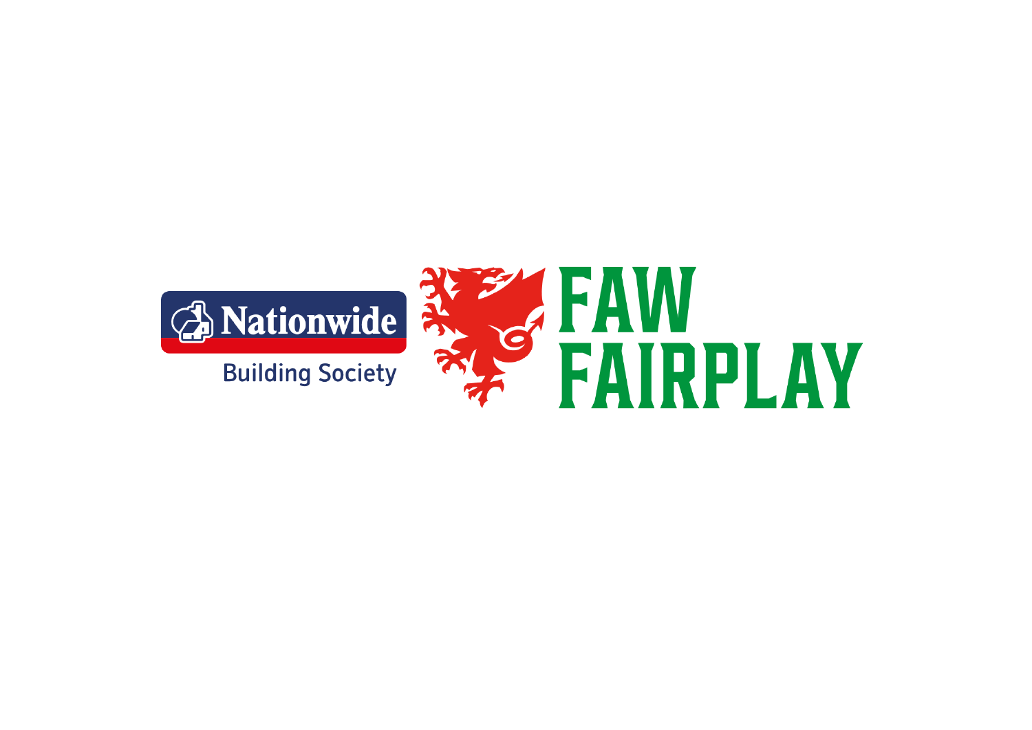Nationwide

Building Society

FAW
FAIRPLAY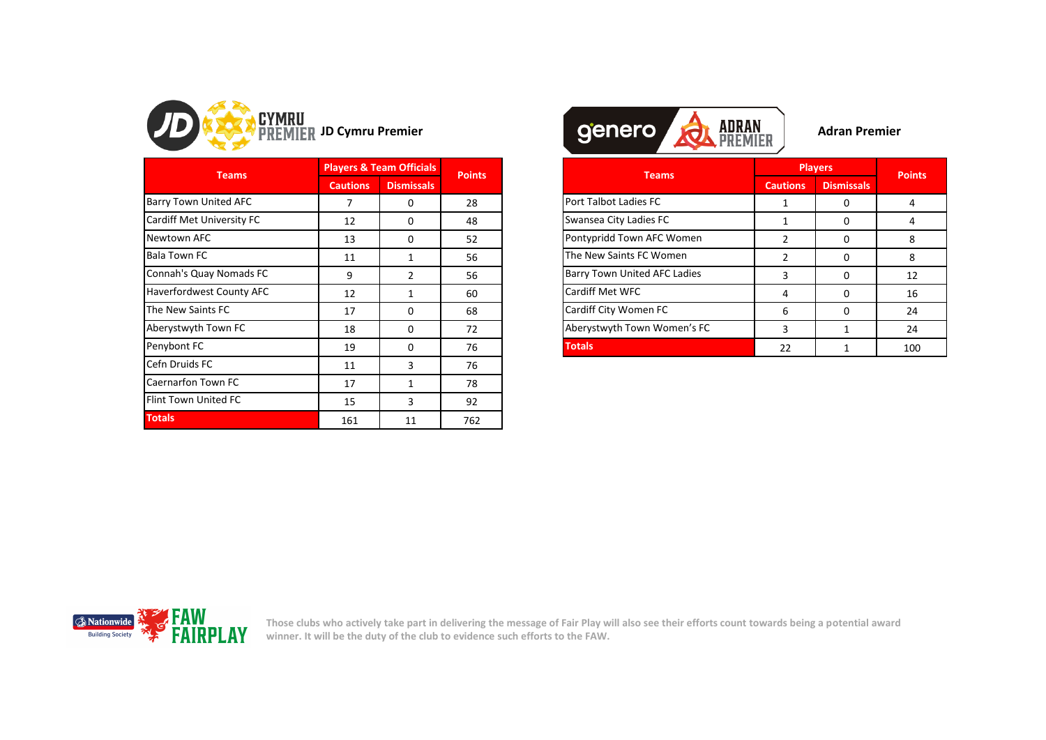## JD Cymru Premier

| Teams | Players & Team Officials | | Points |
|---|---|---|---|
| | Cautions | Dismissals | |
| Barry Town United AFC | 7 | 0 | 28 |
| Cardiff Met University FC | 12 | 0 | 48 |
| Newtown AFC | 13 | 0 | 52 |
| Bala Town FC | 11 | 1 | 56 |
| Connah's Quay Nomads FC | 9 | 2 | 56 |
| Haverfordwest County AFC | 12 | 1 | 60 |
| The New Saints FC | 17 | 0 | 68 |
| Aberystwyth Town FC | 18 | 0 | 72 |
| Penybont FC | 19 | 0 | 76 |
| Cefn Druids FC | 11 | 3 | 76 |
| Caernarfon Town FC | 17 | 1 | 78 |
| Flint Town United FC | 15 | 3 | 92 |
| **Totals** | 161 | 11 | 762 |

## Adran Premier

| Teams | Players | | Points |
|---|---|---|---|
| | Cautions | Dismissals | |
| Port Talbot Ladies FC | 1 | 0 | 4 |
| Swansea City Ladies FC | 1 | 0 | 4 |
| Pontypridd Town AFC Women | 2 | 0 | 8 |
| The New Saints FC Women | 2 | 0 | 8 |
| Barry Town United AFC Ladies | 3 | 0 | 12 |
| Cardiff Met WFC | 4 | 0 | 16 |
| Cardiff City Women FC | 6 | 0 | 24 |
| Aberystwyth Town Women's FC | 3 | 1 | 24 |
| **Totals** | 22 | 1 | 100 |

Those clubs who actively take part in delivering the message of Fair Play will also see their efforts count towards being a potential award winner. It will be the duty of the club to evidence such efforts to the FAW.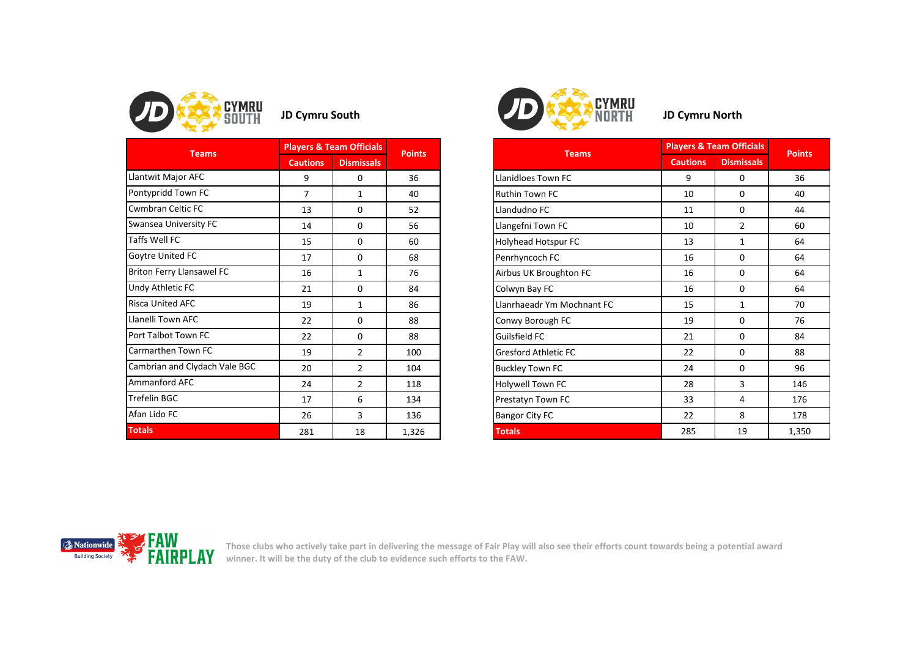## JD Cymru South

| Teams | Players & Team Officials | | Points |
|---|---|---|---|
| | Cautions | Dismissals | |
| Llantwit Major AFC | 9 | 0 | 36 |
| Pontypridd Town FC | 7 | 1 | 40 |
| Cwmbran Celtic FC | 13 | 0 | 52 |
| Swansea University FC | 14 | 0 | 56 |
| Taffs Well FC | 15 | 0 | 60 |
| Goytre United FC | 17 | 0 | 68 |
| Briton Ferry Llansawel FC | 16 | 1 | 76 |
| Undy Athletic FC | 21 | 0 | 84 |
| Risca United AFC | 19 | 1 | 86 |
| Llanelli Town AFC | 22 | 0 | 88 |
| Port Talbot Town FC | 22 | 0 | 88 |
| Carmarthen Town FC | 19 | 2 | 100 |
| Cambrian and Clydach Vale BGC | 20 | 2 | 104 |
| Ammanford AFC | 24 | 2 | 118 |
| Trefelin BGC | 17 | 6 | 134 |
| Afan Lido FC | 26 | 3 | 136 |
| **Totals** | 281 | 18 | 1,326 |

## JD Cymru North

| Teams | Players & Team Officials | | Points |
|---|---|---|---|
| | Cautions | Dismissals | |
| Llanidloes Town FC | 9 | 0 | 36 |
| Ruthin Town FC | 10 | 0 | 40 |
| Llandudno FC | 11 | 0 | 44 |
| Llangefni Town FC | 10 | 2 | 60 |
| Holyhead Hotspur FC | 13 | 1 | 64 |
| Penrhyncoch FC | 16 | 0 | 64 |
| Airbus UK Broughton FC | 16 | 0 | 64 |
| Colwyn Bay FC | 16 | 0 | 64 |
| Llanrhaeadr Ym Mochnant FC | 15 | 1 | 70 |
| Conwy Borough FC | 19 | 0 | 76 |
| Guilsfield FC | 21 | 0 | 84 |
| Gresford Athletic FC | 22 | 0 | 88 |
| Buckley Town FC | 24 | 0 | 96 |
| Holywell Town FC | 28 | 3 | 146 |
| Prestatyn Town FC | 33 | 4 | 176 |
| Bangor City FC | 22 | 8 | 178 |
| **Totals** | 285 | 19 | 1,350 |

**Those clubs who actively take part in delivering the message of Fair Play will also see their efforts count towards being a potential award winner. It will be the duty of the club to evidence such efforts to the FAW.**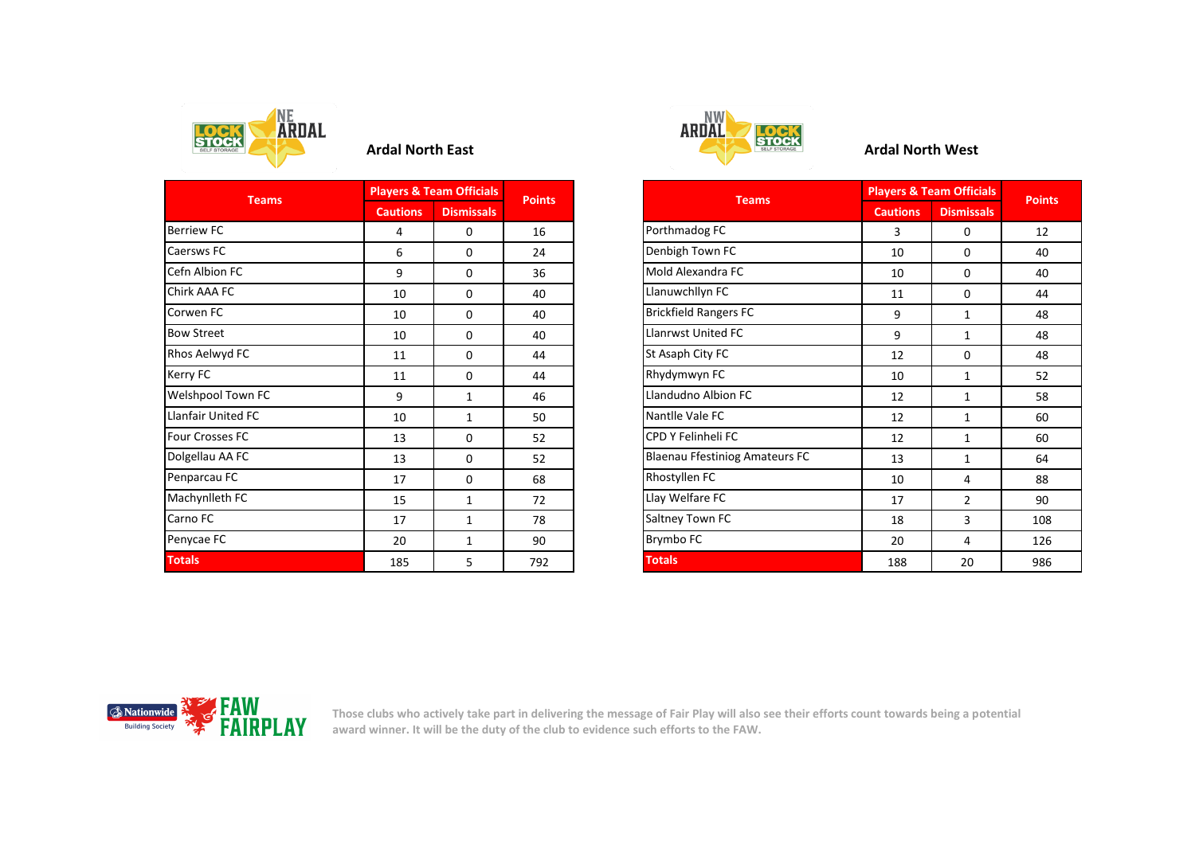## Ardal North East

| Teams | Players & Team Officials | | Points |
|---|---|---|---|
| | Cautions | Dismissals | |
| Berriew FC | 4 | 0 | 16 |
| Caersws FC | 6 | 0 | 24 |
| Cefn Albion FC | 9 | 0 | 36 |
| Chirk AAA FC | 10 | 0 | 40 |
| Corwen FC | 10 | 0 | 40 |
| Bow Street | 10 | 0 | 40 |
| Rhos Aelwyd FC | 11 | 0 | 44 |
| Kerry FC | 11 | 0 | 44 |
| Welshpool Town FC | 9 | 1 | 46 |
| Llanfair United FC | 10 | 1 | 50 |
| Four Crosses FC | 13 | 0 | 52 |
| Dolgellau AA FC | 13 | 0 | 52 |
| Penparcau FC | 17 | 0 | 68 |
| Machynlleth FC | 15 | 1 | 72 |
| Carno FC | 17 | 1 | 78 |
| Penycae FC | 20 | 1 | 90 |
| **Totals** | 185 | 5 | 792 |

## Ardal North West

| Teams | Players & Team Officials | | Points |
|---|---|---|---|
| | Cautions | Dismissals | |
| Porthmadog FC | 3 | 0 | 12 |
| Denbigh Town FC | 10 | 0 | 40 |
| Mold Alexandra FC | 10 | 0 | 40 |
| Llanuwchllyn FC | 11 | 0 | 44 |
| Brickfield Rangers FC | 9 | 1 | 48 |
| Llanrwst United FC | 9 | 1 | 48 |
| St Asaph City FC | 12 | 0 | 48 |
| Rhydymwyn FC | 10 | 1 | 52 |
| Llandudno Albion FC | 12 | 1 | 58 |
| Nantlle Vale FC | 12 | 1 | 60 |
| CPD Y Felinheli FC | 12 | 1 | 60 |
| Blaenau Ffestiniog Amateurs FC | 13 | 1 | 64 |
| Rhostyllen FC | 10 | 4 | 88 |
| Llay Welfare FC | 17 | 2 | 90 |
| Saltney Town FC | 18 | 3 | 108 |
| Brymbo FC | 20 | 4 | 126 |
| **Totals** | 188 | 20 | 986 |

Those clubs who actively take part in delivering the message of Fair Play will also see their efforts count towards being a potential award winner. It will be the duty of the club to evidence such efforts to the FAW.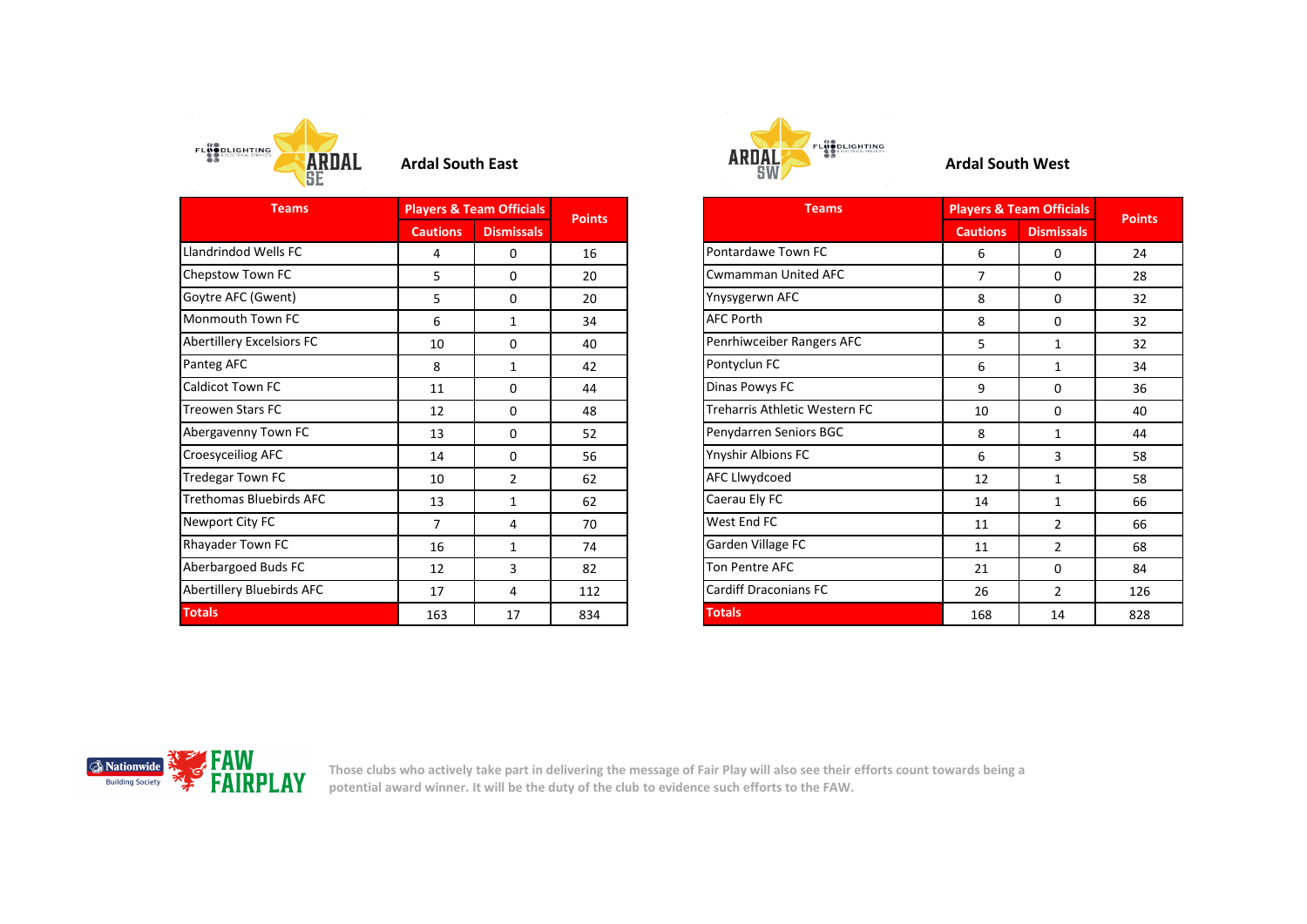## Ardal South East

| Teams | Players & Team Officials | | Points |
|---|---|---|---|
| | Cautions | Dismissals | |
| Llandrindod Wells FC | 4 | 0 | 16 |
| Chepstow Town FC | 5 | 0 | 20 |
| Goytre AFC (Gwent) | 5 | 0 | 20 |
| Monmouth Town FC | 6 | 1 | 34 |
| Abertillery Excelsiors FC | 10 | 0 | 40 |
| Panteg AFC | 8 | 1 | 42 |
| Caldicot Town FC | 11 | 0 | 44 |
| Treowen Stars FC | 12 | 0 | 48 |
| Abergavenny Town FC | 13 | 0 | 52 |
| Croesyceiliog AFC | 14 | 0 | 56 |
| Tredegar Town FC | 10 | 2 | 62 |
| Trethomas Bluebirds AFC | 13 | 1 | 62 |
| Newport City FC | 7 | 4 | 70 |
| Rhayader Town FC | 16 | 1 | 74 |
| Aberbargoed Buds FC | 12 | 3 | 82 |
| Abertillery Bluebirds AFC | 17 | 4 | 112 |
| **Totals** | 163 | 17 | 834 |

## Ardal South West

| Teams | Players & Team Officials | | Points |
|---|---|---|---|
| | Cautions | Dismissals | |
| Pontardawe Town FC | 6 | 0 | 24 |
| Cwmamman United AFC | 7 | 0 | 28 |
| Ynysygerwn AFC | 8 | 0 | 32 |
| AFC Porth | 8 | 0 | 32 |
| Penrhiwceiber Rangers AFC | 5 | 1 | 32 |
| Pontyclun FC | 6 | 1 | 34 |
| Dinas Powys FC | 9 | 0 | 36 |
| Treharris Athletic Western FC | 10 | 0 | 40 |
| Penydarren Seniors BGC | 8 | 1 | 44 |
| Ynyshir Albions FC | 6 | 3 | 58 |
| AFC Llwydcoed | 12 | 1 | 58 |
| Caerau Ely FC | 14 | 1 | 66 |
| West End FC | 11 | 2 | 66 |
| Garden Village FC | 11 | 2 | 68 |
| Ton Pentre AFC | 21 | 0 | 84 |
| Cardiff Draconians FC | 26 | 2 | 126 |
| **Totals** | 168 | 14 | 828 |

Those clubs who actively take part in delivering the message of Fair Play will also see their efforts count towards being a potential award winner. It will be the duty of the club to evidence such efforts to the FAW.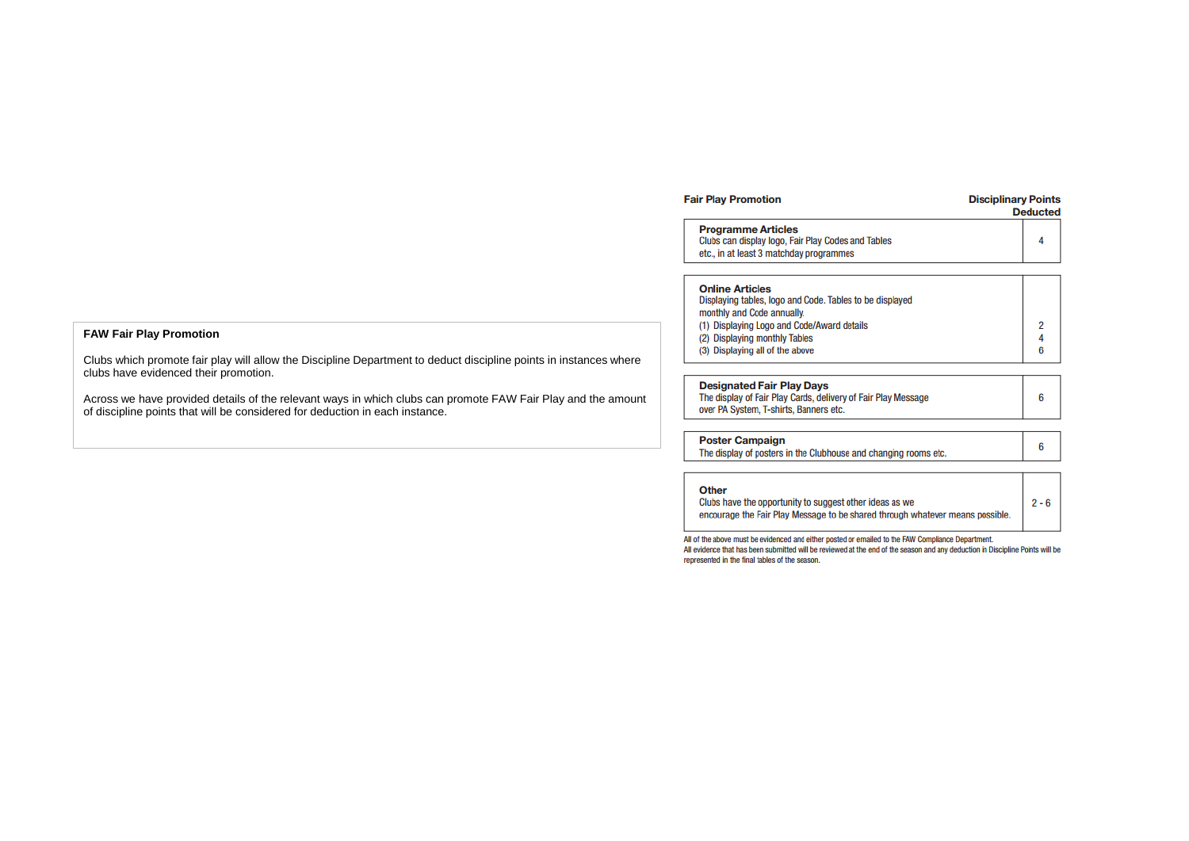## FAW Fair Play Promotion

Clubs which promote fair play will allow the Discipline Department to deduct discipline points in instances where clubs have evidenced their promotion.

Across we have provided details of the relevant ways in which clubs can promote FAW Fair Play and the amount of discipline points that will be considered for deduction in each instance.

| Fair Play Promotion | Disciplinary Points Deducted |
|---|---|
| **Programme Articles**<br>Clubs can display logo, Fair Play Codes and Tables etc., in at least 3 matchday programmes | 4 |
| **Online Articles**<br>Displaying tables, logo and Code. Tables to be displayed monthly and Code annually.<br>(1) Displaying Logo and Code/Award details<br>(2) Displaying monthly Tables<br>(3) Displaying all of the above | <br><br><br>2<br>4<br>6 |
| **Designated Fair Play Days**<br>The display of Fair Play Cards, delivery of Fair Play Message over PA System, T-shirts, Banners etc. | 6 |
| **Poster Campaign**<br>The display of posters in the Clubhouse and changing rooms etc. | 6 |
| **Other**<br>Clubs have the opportunity to suggest other ideas as we encourage the Fair Play Message to be shared through whatever means possible. | 2 - 6 |

All of the above must be evidenced and either posted or emailed to the FAW Compliance Department.
All evidence that has been submitted will be reviewed at the end of the season and any deduction in Discipline Points will be represented in the final tables of the season.